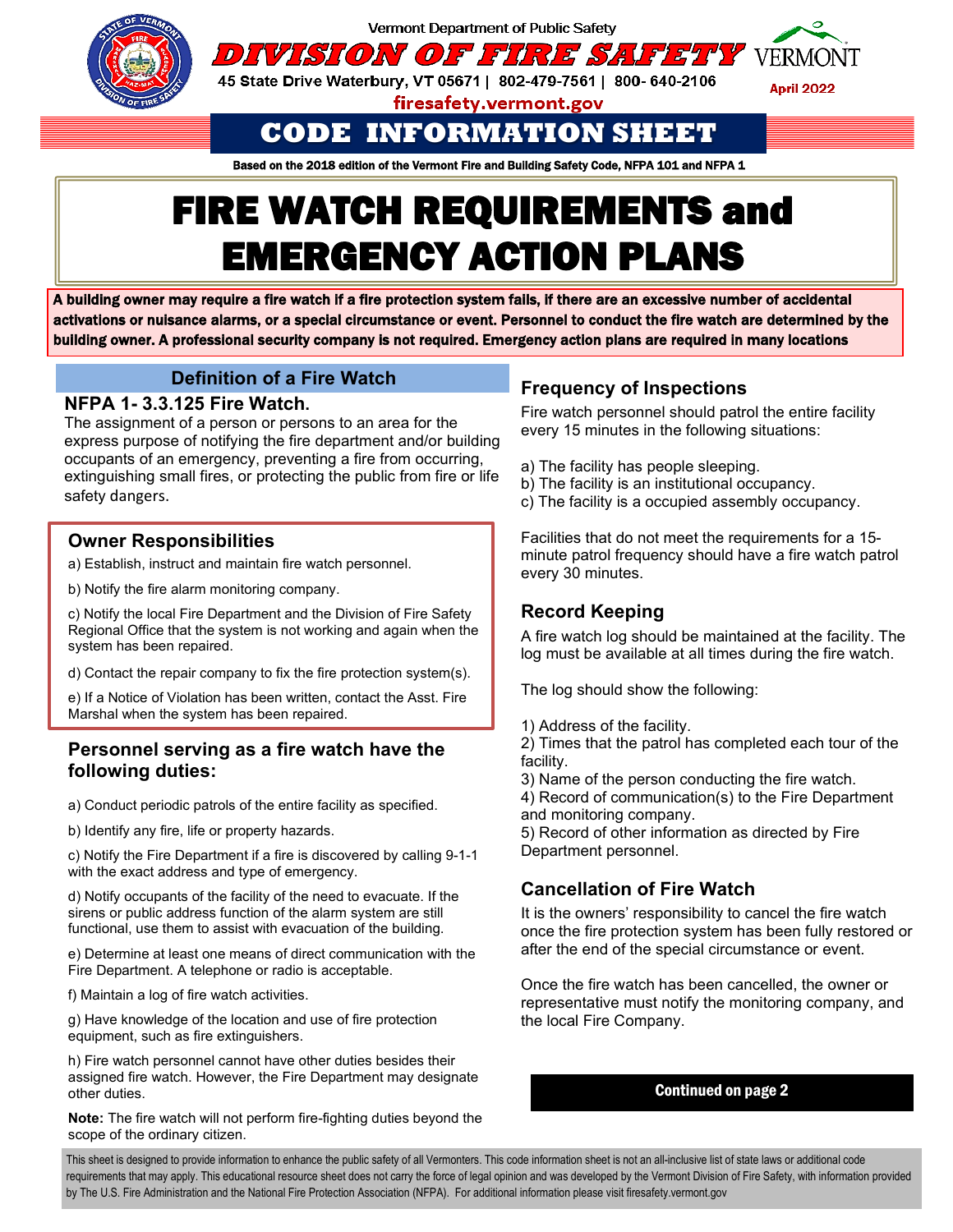Vermont Department of Public Safety

# DIVISION OF FIRE SAFETY

45 State Drive Waterbury, VT 05671 | 802-479-7561 | 800- 640-2106

firesafety.vermont.gov

April 2022

## CODE INFORMATION SHEET

**Based on the 2018 edition of the Vermont Fire and Building Safety Code, NFPA 101 and NFPA 1**

# FIRE WATCH REQUIREMENTS and EMERGENCY ACTION PLANS

**A building owner may require a fire watch if a fire protection system fails, if there are an excessive number of accidental activations or nuisance alarms, or a special circumstance or event. Personnel to conduct the fire watch are determined by the building owner. A professional security company is not required. Emergency action plans are required in many locations**

## Definition of a Fire Watch

### NFPA 1- 3.3.125 Fire Watch.

The assignment of a person or persons to an area for the express purpose of notifying the fire department and/or building occupants of an emergency, preventing a fire from occurring, extinguishing small fires, or protecting the public from fire or life safety dangers.

## Owner Responsibilities

a) Establish, instruct and maintain fire watch personnel.

b) Notify the fire alarm monitoring company.

c) Notify the local Fire Department and the Division of Fire Safety Regional Office that the system is not working and again when the system has been repaired.

d) Contact the repair company to fix the fire protection system(s).

e) If a Notice of Violation has been written, contact the Asst. Fire Marshal when the system has been repaired.

## Personnel serving as a fire watch have the following duties:

a) Conduct periodic patrols of the entire facility as specified.

b) Identify any fire, life or property hazards.

c) Notify the Fire Department if a fire is discovered by calling 9-1-1 with the exact address and type of emergency.

d) Notify occupants of the facility of the need to evacuate. If the sirens or public address function of the alarm system are still functional, use them to assist with evacuation of the building.

e) Determine at least one means of direct communication with the Fire Department. A telephone or radio is acceptable.

f) Maintain a log of fire watch activities.

g) Have knowledge of the location and use of fire protection equipment, such as fire extinguishers.

h) Fire watch personnel cannot have other duties besides their assigned fire watch. However, the Fire Department may designate other duties.

**Note:** The fire watch will not perform fire-fighting duties beyond the scope of the ordinary citizen.

## Frequency of Inspections

Fire watch personnel should patrol the entire facility every 15 minutes in the following situations:

a) The facility has people sleeping.
b) The facility is an institutional occupancy.
c) The facility is a occupied assembly occupancy.

Facilities that do not meet the requirements for a 15-minute patrol frequency should have a fire watch patrol every 30 minutes.

## Record Keeping

A fire watch log should be maintained at the facility. The log must be available at all times during the fire watch.

The log should show the following:

1) Address of the facility.
2) Times that the patrol has completed each tour of the facility.
3) Name of the person conducting the fire watch.
4) Record of communication(s) to the Fire Department and monitoring company.
5) Record of other information as directed by Fire Department personnel.

## Cancellation of Fire Watch

It is the owners' responsibility to cancel the fire watch once the fire protection system has been fully restored or after the end of the special circumstance or event.

Once the fire watch has been cancelled, the owner or representative must notify the monitoring company, and the local Fire Company.

**Continued on page 2**

This sheet is designed to provide information to enhance the public safety of all Vermonters. This code information sheet is not an all-inclusive list of state laws or additional code requirements that may apply. This educational resource sheet does not carry the force of legal opinion and was developed by the Vermont Division of Fire Safety, with information provided by The U.S. Fire Administration and the National Fire Protection Association (NFPA). For additional information please visit firesafety.vermont.gov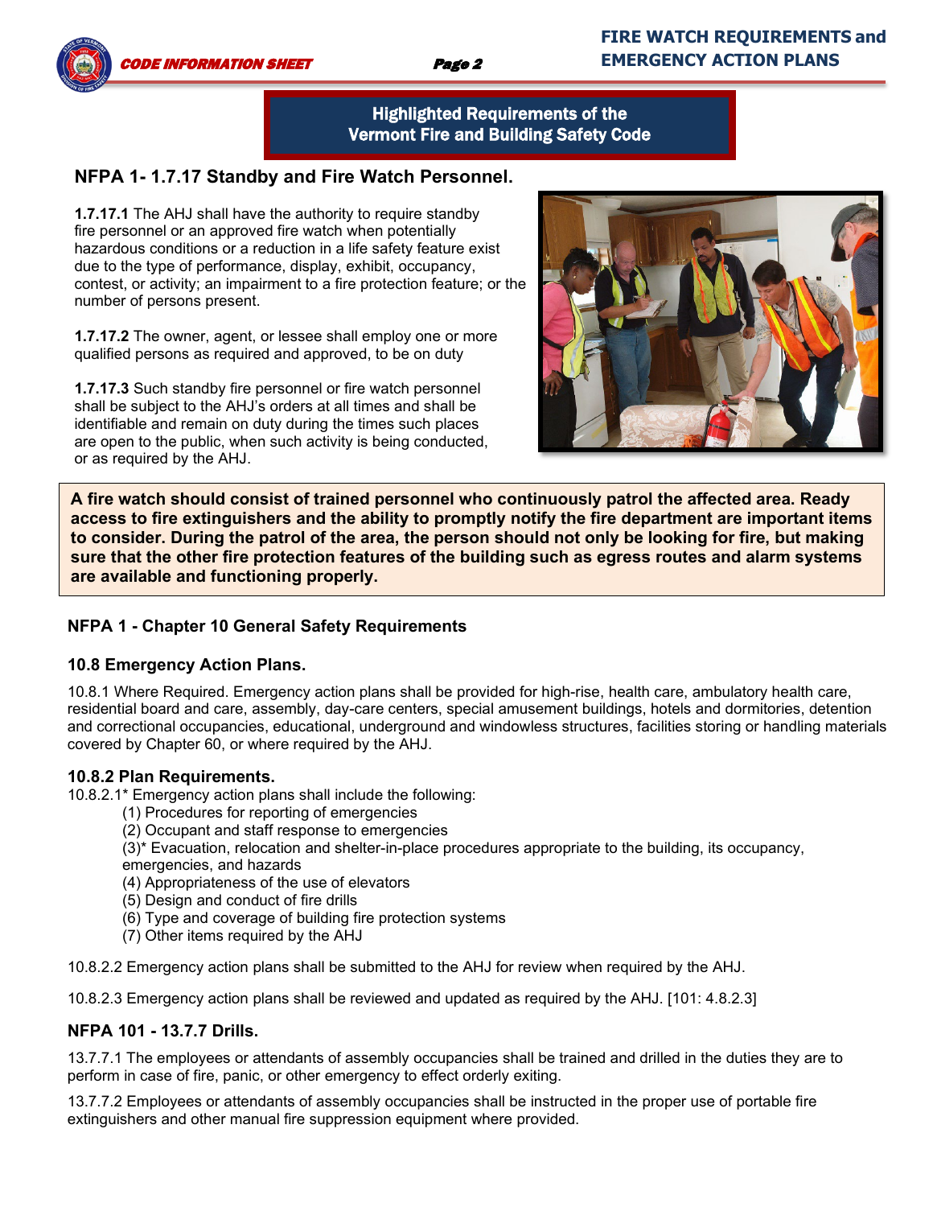## Highlighted Requirements of the Vermont Fire and Building Safety Code

### NFPA 1- 1.7.17 Standby and Fire Watch Personnel.

**1.7.17.1** The AHJ shall have the authority to require standby fire personnel or an approved fire watch when potentially hazardous conditions or a reduction in a life safety feature exist due to the type of performance, display, exhibit, occupancy, contest, or activity; an impairment to a fire protection feature; or the number of persons present.

**1.7.17.2** The owner, agent, or lessee shall employ one or more qualified persons as required and approved, to be on duty

**1.7.17.3** Such standby fire personnel or fire watch personnel shall be subject to the AHJ's orders at all times and shall be identifiable and remain on duty during the times such places are open to the public, when such activity is being conducted, or as required by the AHJ.

**A fire watch should consist of trained personnel who continuously patrol the affected area. Ready access to fire extinguishers and the ability to promptly notify the fire department are important items to consider. During the patrol of the area, the person should not only be looking for fire, but making sure that the other fire protection features of the building such as egress routes and alarm systems are available and functioning properly.**

### NFPA 1 - Chapter 10 General Safety Requirements

#### 10.8 Emergency Action Plans.

10.8.1 Where Required. Emergency action plans shall be provided for high-rise, health care, ambulatory health care, residential board and care, assembly, day-care centers, special amusement buildings, hotels and dormitories, detention and correctional occupancies, educational, underground and windowless structures, facilities storing or handling materials covered by Chapter 60, or where required by the AHJ.

#### 10.8.2 Plan Requirements.

10.8.2.1* Emergency action plans shall include the following:

(1) Procedures for reporting of emergencies
(2) Occupant and staff response to emergencies
(3)* Evacuation, relocation and shelter-in-place procedures appropriate to the building, its occupancy, emergencies, and hazards
(4) Appropriateness of the use of elevators
(5) Design and conduct of fire drills
(6) Type and coverage of building fire protection systems
(7) Other items required by the AHJ

10.8.2.2 Emergency action plans shall be submitted to the AHJ for review when required by the AHJ.

10.8.2.3 Emergency action plans shall be reviewed and updated as required by the AHJ. [101: 4.8.2.3]

#### NFPA 101 - 13.7.7 Drills.

13.7.7.1 The employees or attendants of assembly occupancies shall be trained and drilled in the duties they are to perform in case of fire, panic, or other emergency to effect orderly exiting.

13.7.7.2 Employees or attendants of assembly occupancies shall be instructed in the proper use of portable fire extinguishers and other manual fire suppression equipment where provided.